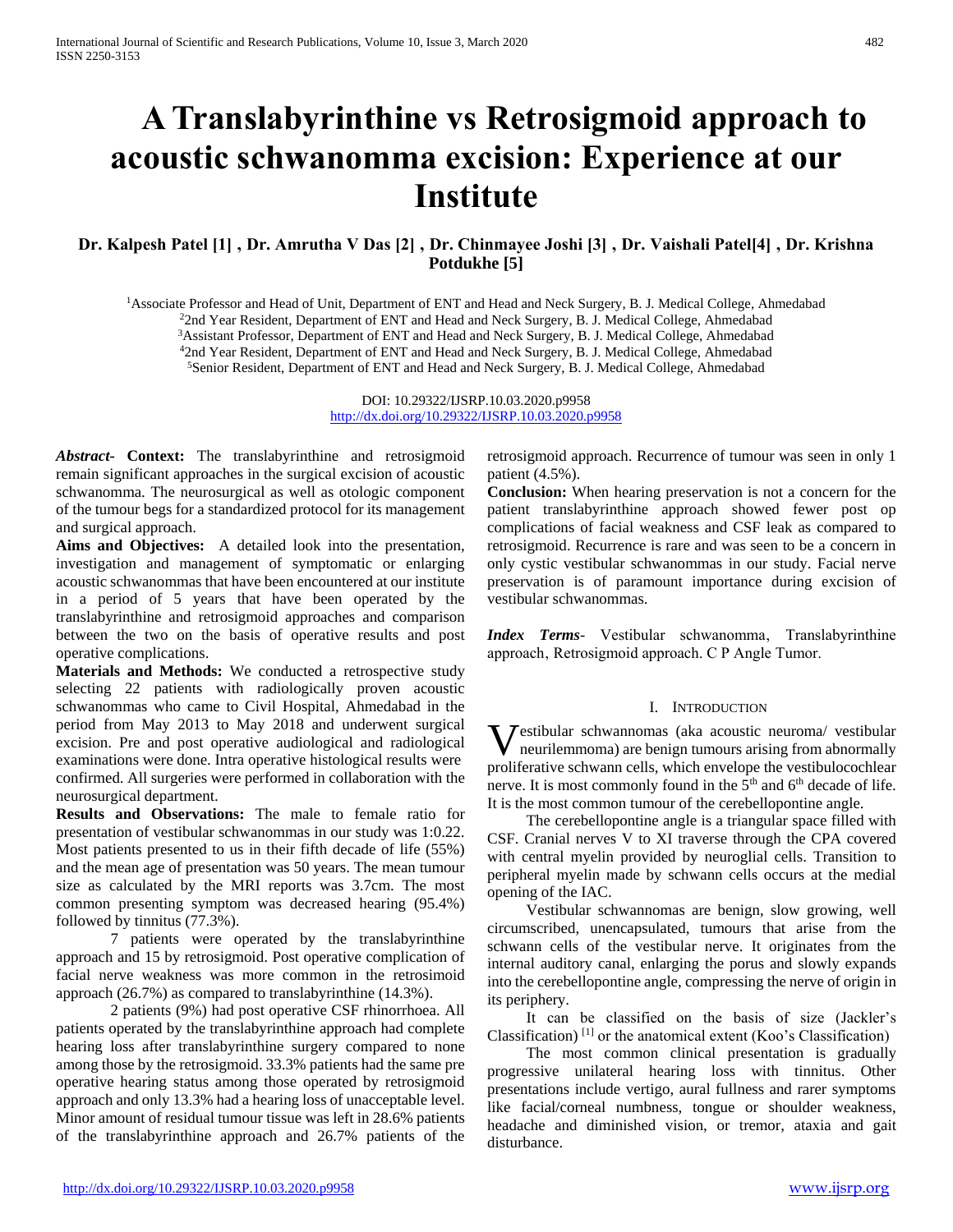# A Translabyrinthine vs Retrosigmoid approach to acoustic schwanomma excision: Experience at our Institute

**Dr. Kalpesh Patel [1] , Dr. Amrutha V Das [2] , Dr. Chinmayee Joshi [3] , Dr. Vaishali Patel[4] , Dr. Krishna Potdukhe [5]**

[1]Associate Professor and Head of Unit, Department of ENT and Head and Neck Surgery, B. J. Medical College, Ahmedabad
[2]2nd Year Resident, Department of ENT and Head and Neck Surgery, B. J. Medical College, Ahmedabad
[3]Assistant Professor, Department of ENT and Head and Neck Surgery, B. J. Medical College, Ahmedabad
[4]2nd Year Resident, Department of ENT and Head and Neck Surgery, B. J. Medical College, Ahmedabad
[5]Senior Resident, Department of ENT and Head and Neck Surgery, B. J. Medical College, Ahmedabad

DOI: 10.29322/IJSRP.10.03.2020.p9958
http://dx.doi.org/10.29322/IJSRP.10.03.2020.p9958

***Abstract*- Context:** The translabyrinthine and retrosigmoid remain significant approaches in the surgical excision of acoustic schwanomma. The neurosurgical as well as otologic component of the tumour begs for a standardized protocol for its management and surgical approach.

**Aims and Objectives:** A detailed look into the presentation, investigation and management of symptomatic or enlarging acoustic schwanommas that have been encountered at our institute in a period of 5 years that have been operated by the translabyrinthine and retrosigmoid approaches and comparison between the two on the basis of operative results and post operative complications.

**Materials and Methods:** We conducted a retrospective study selecting 22 patients with radiologically proven acoustic schwanommas who came to Civil Hospital, Ahmedabad in the period from May 2013 to May 2018 and underwent surgical excision. Pre and post operative audiological and radiological examinations were done. Intra operative histological results were confirmed. All surgeries were performed in collaboration with the neurosurgical department.

**Results and Observations:** The male to female ratio for presentation of vestibular schwanommas in our study was 1:0.22. Most patients presented to us in their fifth decade of life (55%) and the mean age of presentation was 50 years. The mean tumour size as calculated by the MRI reports was 3.7cm. The most common presenting symptom was decreased hearing (95.4%) followed by tinnitus (77.3%).

7 patients were operated by the translabyrinthine approach and 15 by retrosigmoid. Post operative complication of facial nerve weakness was more common in the retrosimoid approach (26.7%) as compared to translabyrinthine (14.3%).

2 patients (9%) had post operative CSF rhinorrhoea. All patients operated by the translabyrinthine approach had complete hearing loss after translabyrinthine surgery compared to none among those by the retrosigmoid. 33.3% patients had the same pre operative hearing status among those operated by retrosigmoid approach and only 13.3% had a hearing loss of unacceptable level. Minor amount of residual tumour tissue was left in 28.6% patients of the translabyrinthine approach and 26.7% patients of the retrosigmoid approach. Recurrence of tumour was seen in only 1 patient (4.5%).

**Conclusion:** When hearing preservation is not a concern for the patient translabyrinthine approach showed fewer post op complications of facial weakness and CSF leak as compared to retrosigmoid. Recurrence is rare and was seen to be a concern in only cystic vestibular schwanommas in our study. Facial nerve preservation is of paramount importance during excision of vestibular schwanommas.

***Index Terms*-** Vestibular schwanomma, Translabyrinthine approach, Retrosigmoid approach. C P Angle Tumor.

## I. Introduction

Vestibular schwannomas (aka acoustic neuroma/ vestibular neurilemmoma) are benign tumours arising from abnormally proliferative schwann cells, which envelope the vestibulocochlear nerve. It is most commonly found in the 5th and 6th decade of life. It is the most common tumour of the cerebellopontine angle.

The cerebellopontine angle is a triangular space filled with CSF. Cranial nerves V to XI traverse through the CPA covered with central myelin provided by neuroglial cells. Transition to peripheral myelin made by schwann cells occurs at the medial opening of the IAC.

Vestibular schwannomas are benign, slow growing, well circumscribed, unencapsulated, tumours that arise from the schwann cells of the vestibular nerve. It originates from the internal auditory canal, enlarging the porus and slowly expands into the cerebellopontine angle, compressing the nerve of origin in its periphery.

It can be classified on the basis of size (Jackler's Classification) [1] or the anatomical extent (Koo's Classification)

The most common clinical presentation is gradually progressive unilateral hearing loss with tinnitus. Other presentations include vertigo, aural fullness and rarer symptoms like facial/corneal numbness, tongue or shoulder weakness, headache and diminished vision, or tremor, ataxia and gait disturbance.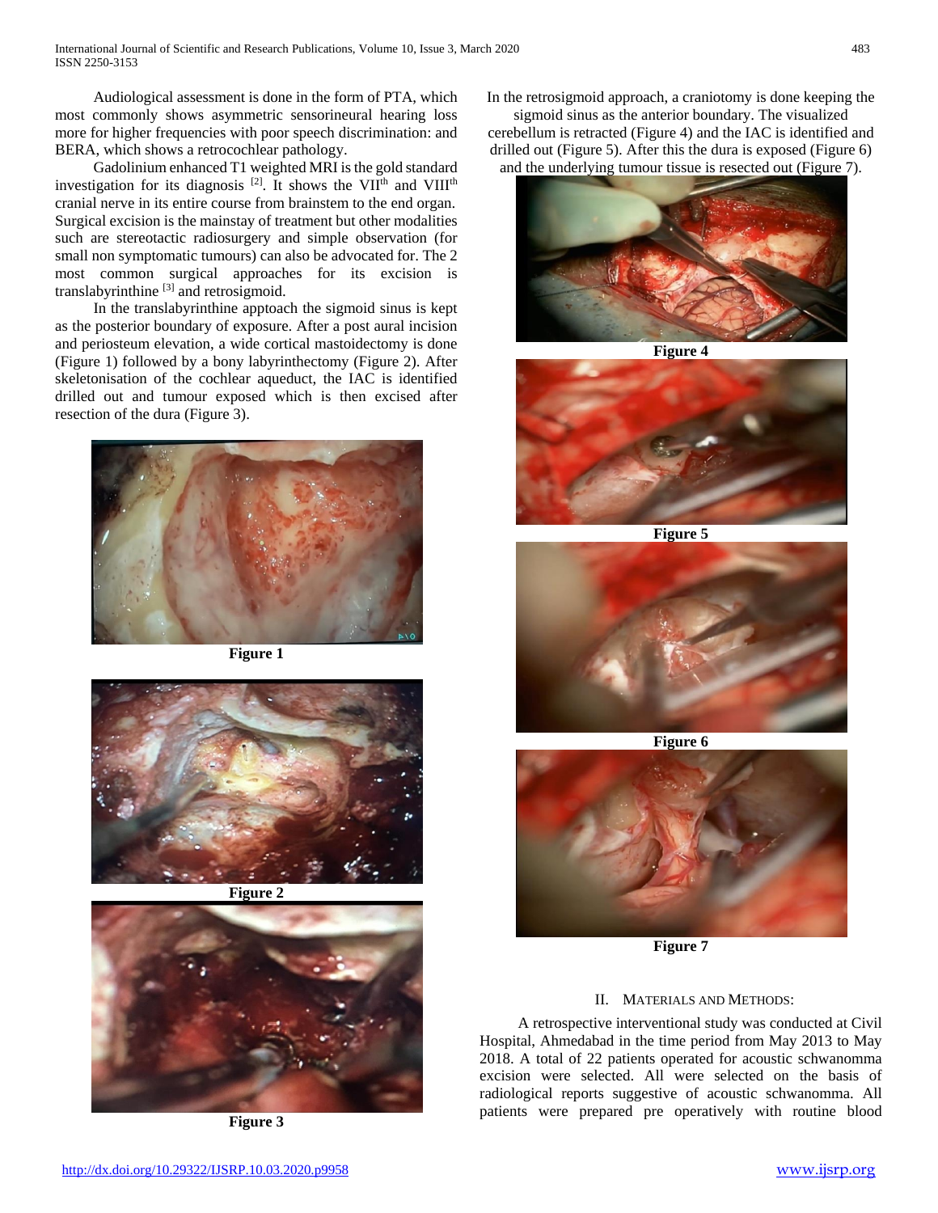Audiological assessment is done in the form of PTA, which most commonly shows asymmetric sensorineural hearing loss more for higher frequencies with poor speech discrimination: and BERA, which shows a retrocochlear pathology.

Gadolinium enhanced T1 weighted MRI is the gold standard investigation for its diagnosis [2]. It shows the VII$^{th}$ and VIII$^{th}$ cranial nerve in its entire course from brainstem to the end organ. Surgical excision is the mainstay of treatment but other modalities such are stereotactic radiosurgery and simple observation (for small non symptomatic tumours) can also be advocated for. The 2 most common surgical approaches for its excision is translabyrinthine [3] and retrosigmoid.

In the translabyrinthine apptoach the sigmoid sinus is kept as the posterior boundary of exposure. After a post aural incision and periosteum elevation, a wide cortical mastoidectomy is done (Figure 1) followed by a bony labyrinthectomy (Figure 2). After skeletonisation of the cochlear aqueduct, the IAC is identified drilled out and tumour exposed which is then excised after resection of the dura (Figure 3).

**Figure 1**

**Figure 2**

**Figure 3**

In the retrosigmoid approach, a craniotomy is done keeping the sigmoid sinus as the anterior boundary. The visualized cerebellum is retracted (Figure 4) and the IAC is identified and drilled out (Figure 5). After this the dura is exposed (Figure 6) and the underlying tumour tissue is resected out (Figure 7).

**Figure 4**

**Figure 5**

**Figure 6**

**Figure 7**

## II. Materials and Methods:

A retrospective interventional study was conducted at Civil Hospital, Ahmedabad in the time period from May 2013 to May 2018. A total of 22 patients operated for acoustic schwanomma excision were selected. All were selected on the basis of radiological reports suggestive of acoustic schwanomma. All patients were prepared pre operatively with routine blood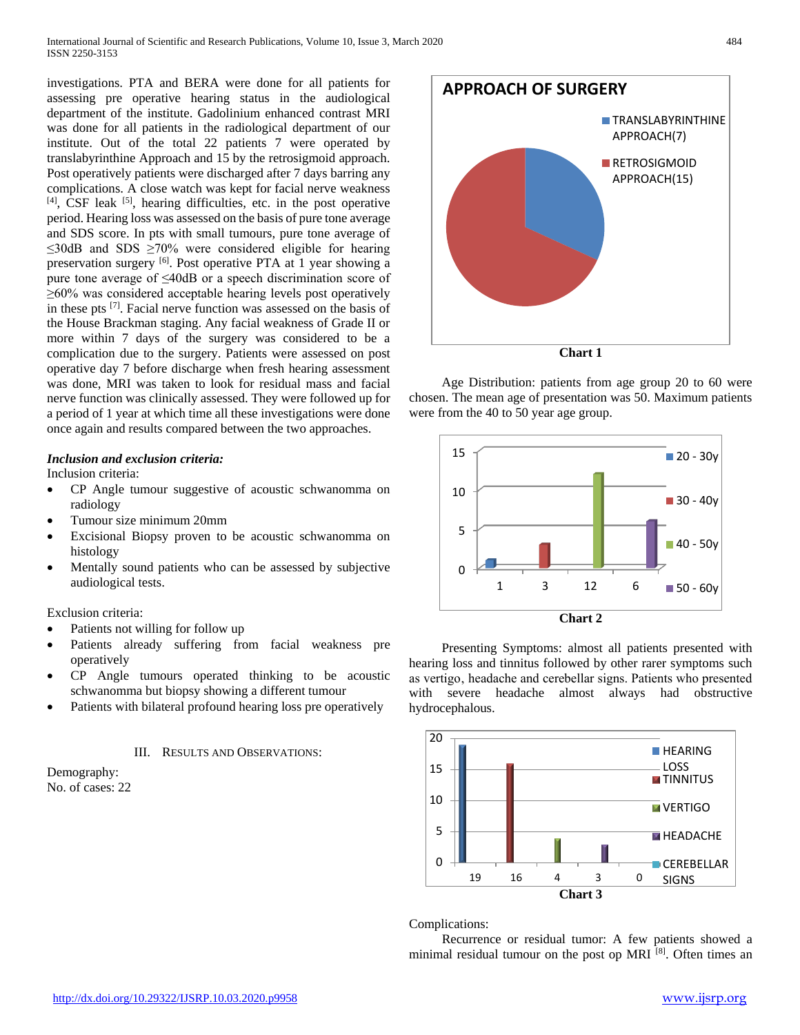investigations. PTA and BERA were done for all patients for assessing pre operative hearing status in the audiological department of the institute. Gadolinium enhanced contrast MRI was done for all patients in the radiological department of our institute. Out of the total 22 patients 7 were operated by translabyrinthine Approach and 15 by the retrosigmoid approach. Post operatively patients were discharged after 7 days barring any complications. A close watch was kept for facial nerve weakness [4], CSF leak [5], hearing difficulties, etc. in the post operative period. Hearing loss was assessed on the basis of pure tone average and SDS score. In pts with small tumours, pure tone average of ≤30dB and SDS ≥70% were considered eligible for hearing preservation surgery [6]. Post operative PTA at 1 year showing a pure tone average of ≤40dB or a speech discrimination score of ≥60% was considered acceptable hearing levels post operatively in these pts [7]. Facial nerve function was assessed on the basis of the House Brackman staging. Any facial weakness of Grade II or more within 7 days of the surgery was considered to be a complication due to the surgery. Patients were assessed on post operative day 7 before discharge when fresh hearing assessment was done, MRI was taken to look for residual mass and facial nerve function was clinically assessed. They were followed up for a period of 1 year at which time all these investigations were done once again and results compared between the two approaches.

***Inclusion and exclusion criteria:***

Inclusion criteria:

- CP Angle tumour suggestive of acoustic schwanomma on radiology
- Tumour size minimum 20mm
- Excisional Biopsy proven to be acoustic schwanomma on histology
- Mentally sound patients who can be assessed by subjective audiological tests.

Exclusion criteria:

- Patients not willing for follow up
- Patients already suffering from facial weakness pre operatively
- CP Angle tumours operated thinking to be acoustic schwanomma but biopsy showing a different tumour
- Patients with bilateral profound hearing loss pre operatively

## III. Results and Observations:

Demography:

No. of cases: 22

**APPROACH OF SURGERY**

| Approach | Number |
|---|---|
| TRANSLABYRINTHINE APPROACH | 7 |
| RETROSIGMOID APPROACH | 15 |

**Chart 1**

Age Distribution: patients from age group 20 to 60 were chosen. The mean age of presentation was 50. Maximum patients were from the 40 to 50 year age group.

| Age group | Number |
|---|---|
| 20 - 30y | 1 |
| 30 - 40y | 3 |
| 40 - 50y | 12 |
| 50 - 60y | 6 |

**Chart 2**

Presenting Symptoms: almost all patients presented with hearing loss and tinnitus followed by other rarer symptoms such as vertigo, headache and cerebellar signs. Patients who presented with severe headache almost always had obstructive hydrocephalous.

| Symptom | Number |
|---|---|
| HEARING LOSS | 19 |
| TINNITUS | 16 |
| VERTIGO | 4 |
| HEADACHE | 3 |
| CEREBELLAR SIGNS | 0 |

**Chart 3**

Complications:

Recurrence or residual tumor: A few patients showed a minimal residual tumour on the post op MRI [8]. Often times an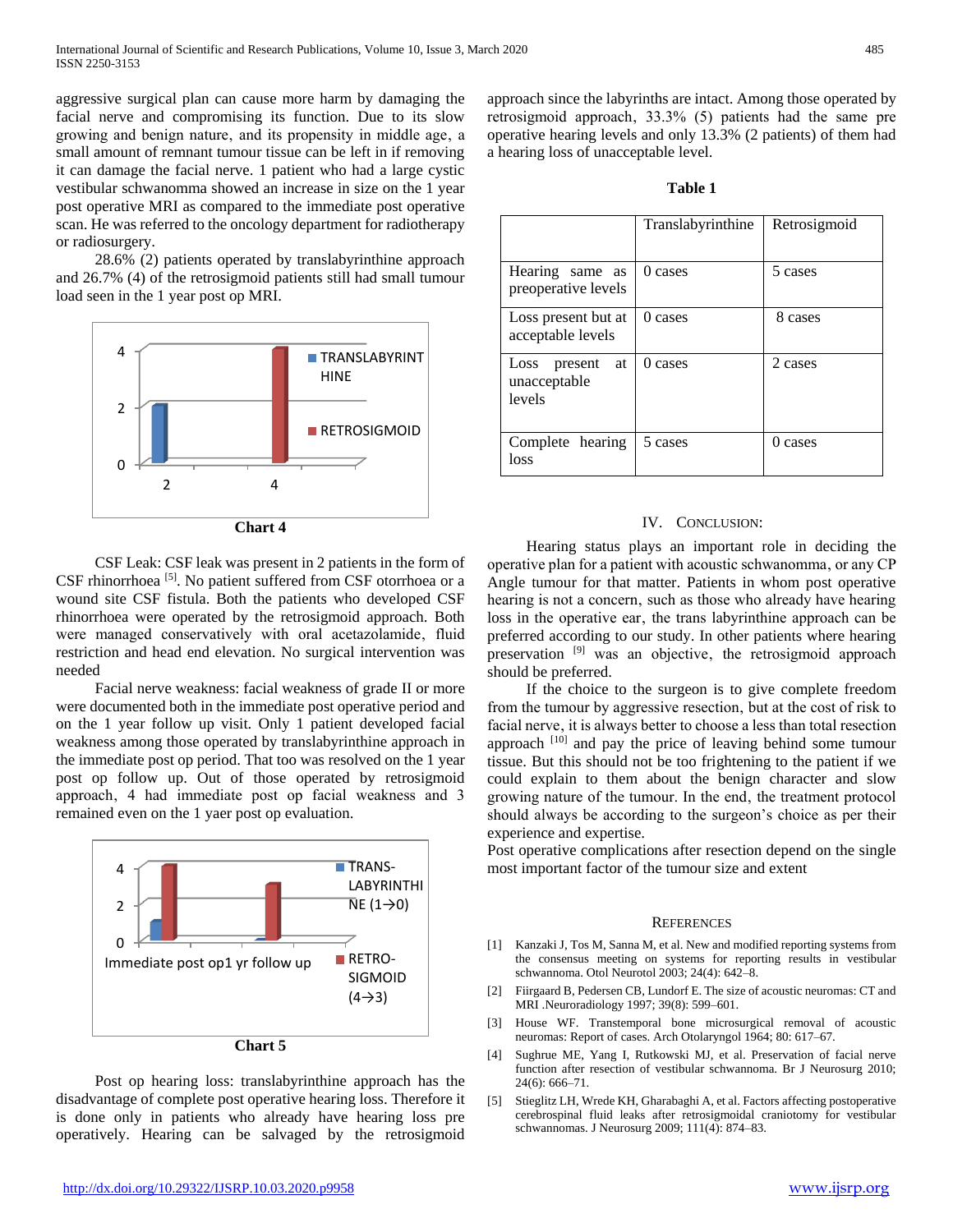aggressive surgical plan can cause more harm by damaging the facial nerve and compromising its function. Due to its slow growing and benign nature, and its propensity in middle age, a small amount of remnant tumour tissue can be left in if removing it can damage the facial nerve. 1 patient who had a large cystic vestibular schwannoma showed an increase in size on the 1 year post operative MRI as compared to the immediate post operative scan. He was referred to the oncology department for radiotherapy or radiosurgery.

28.6% (2) patients operated by translabyrinthine approach and 26.7% (4) of the retrosigmoid patients still had small tumour load seen in the 1 year post op MRI.

**Chart 4**

CSF Leak: CSF leak was present in 2 patients in the form of CSF rhinorrhoea [5]. No patient suffered from CSF otorrhoea or a wound site CSF fistula. Both the patients who developed CSF rhinorrhoea were operated by the retrosigmoid approach. Both were managed conservatively with oral acetazolamide, fluid restriction and head end elevation. No surgical intervention was needed

Facial nerve weakness: facial weakness of grade II or more were documented both in the immediate post operative period and on the 1 year follow up visit. Only 1 patient developed facial weakness among those operated by translabyrinthine approach in the immediate post op period. That too was resolved on the 1 year post op follow up. Out of those operated by retrosigmoid approach, 4 had immediate post op facial weakness and 3 remained even on the 1 yaer post op evaluation.

**Chart 5**

Post op hearing loss: translabyrinthine approach has the disadvantage of complete post operative hearing loss. Therefore it is done only in patients who already have hearing loss pre operatively. Hearing can be salvaged by the retrosigmoid approach since the labyrinths are intact. Among those operated by retrosigmoid approach, 33.3% (5) patients had the same pre operative hearing levels and only 13.3% (2 patients) of them had a hearing loss of unacceptable level.

**Table 1**

| | Translabyrinthine | Retrosigmoid |
|---|---|---|
| Hearing same as preoperative levels | 0 cases | 5 cases |
| Loss present but at acceptable levels | 0 cases | 8 cases |
| Loss present at unacceptable levels | 0 cases | 2 cases |
| Complete hearing loss | 5 cases | 0 cases |

## IV. Conclusion:

Hearing status plays an important role in deciding the operative plan for a patient with acoustic schwanomma, or any CP Angle tumour for that matter. Patients in whom post operative hearing is not a concern, such as those who already have hearing loss in the operative ear, the trans labyrinthine approach can be preferred according to our study. In other patients where hearing preservation [9] was an objective, the retrosigmoid approach should be preferred.

If the choice to the surgeon is to give complete freedom from the tumour by aggressive resection, but at the cost of risk to facial nerve, it is always better to choose a less than total resection approach [10] and pay the price of leaving behind some tumour tissue. But this should not be too frightening to the patient if we could explain to them about the benign character and slow growing nature of the tumour. In the end, the treatment protocol should always be according to the surgeon's choice as per their experience and expertise.

Post operative complications after resection depend on the single most important factor of the tumour size and extent

## References

[1] Kanzaki J, Tos M, Sanna M, et al. New and modified reporting systems from the consensus meeting on systems for reporting results in vestibular schwannoma. Otol Neurotol 2003; 24(4): 642–8.

[2] Fiirgaard B, Pedersen CB, Lundorf E. The size of acoustic neuromas: CT and MRI .Neuroradiology 1997; 39(8): 599–601.

[3] House WF. Transtemporal bone microsurgical removal of acoustic neuromas: Report of cases. Arch Otolaryngol 1964; 80: 617–67.

[4] Sughrue ME, Yang I, Rutkowski MJ, et al. Preservation of facial nerve function after resection of vestibular schwannoma. Br J Neurosurg 2010; 24(6): 666–71.

[5] Stieglitz LH, Wrede KH, Gharabaghi A, et al. Factors affecting postoperative cerebrospinal fluid leaks after retrosigmoidal craniotomy for vestibular schwannomas. J Neurosurg 2009; 111(4): 874–83.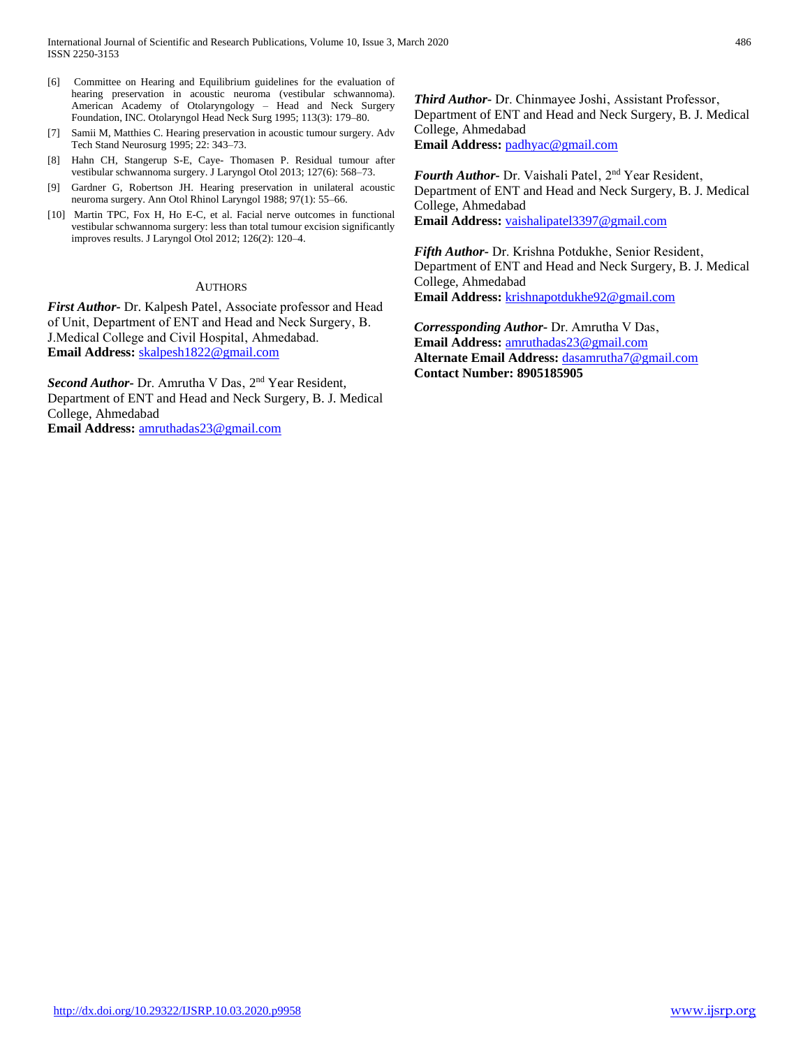[6] Committee on Hearing and Equilibrium guidelines for the evaluation of hearing preservation in acoustic neuroma (vestibular schwannoma). American Academy of Otolaryngology – Head and Neck Surgery Foundation, INC. Otolaryngol Head Neck Surg 1995; 113(3): 179–80.

[7] Samii M, Matthies C. Hearing preservation in acoustic tumour surgery. Adv Tech Stand Neurosurg 1995; 22: 343–73.

[8] Hahn CH, Stangerup S-E, Caye- Thomasen P. Residual tumour after vestibular schwannoma surgery. J Laryngol Otol 2013; 127(6): 568–73.

[9] Gardner G, Robertson JH. Hearing preservation in unilateral acoustic neuroma surgery. Ann Otol Rhinol Laryngol 1988; 97(1): 55–66.

[10] Martin TPC, Fox H, Ho E-C, et al. Facial nerve outcomes in functional vestibular schwannoma surgery: less than total tumour excision significantly improves results. J Laryngol Otol 2012; 126(2): 120–4.

## AUTHORS

***First Author*-** Dr. Kalpesh Patel, Associate professor and Head of Unit, Department of ENT and Head and Neck Surgery, B. J.Medical College and Civil Hospital, Ahmedabad.
**Email Address:** skalpesh1822@gmail.com

***Second Author*-** Dr. Amrutha V Das, 2nd Year Resident, Department of ENT and Head and Neck Surgery, B. J. Medical College, Ahmedabad
**Email Address:** amruthadas23@gmail.com

***Third Author*-** Dr. Chinmayee Joshi, Assistant Professor, Department of ENT and Head and Neck Surgery, B. J. Medical College, Ahmedabad
**Email Address:** padhyac@gmail.com

***Fourth Author*-** Dr. Vaishali Patel, 2nd Year Resident, Department of ENT and Head and Neck Surgery, B. J. Medical College, Ahmedabad
**Email Address:** vaishalipatel3397@gmail.com

***Fifth Author*-** Dr. Krishna Potdukhe, Senior Resident, Department of ENT and Head and Neck Surgery, B. J. Medical College, Ahmedabad
**Email Address:** krishnapotdukhe92@gmail.com

***Corressponding Author*-** Dr. Amrutha V Das,
**Email Address:** amruthadas23@gmail.com
**Alternate Email Address:** dasamrutha7@gmail.com
**Contact Number: 8905185905**